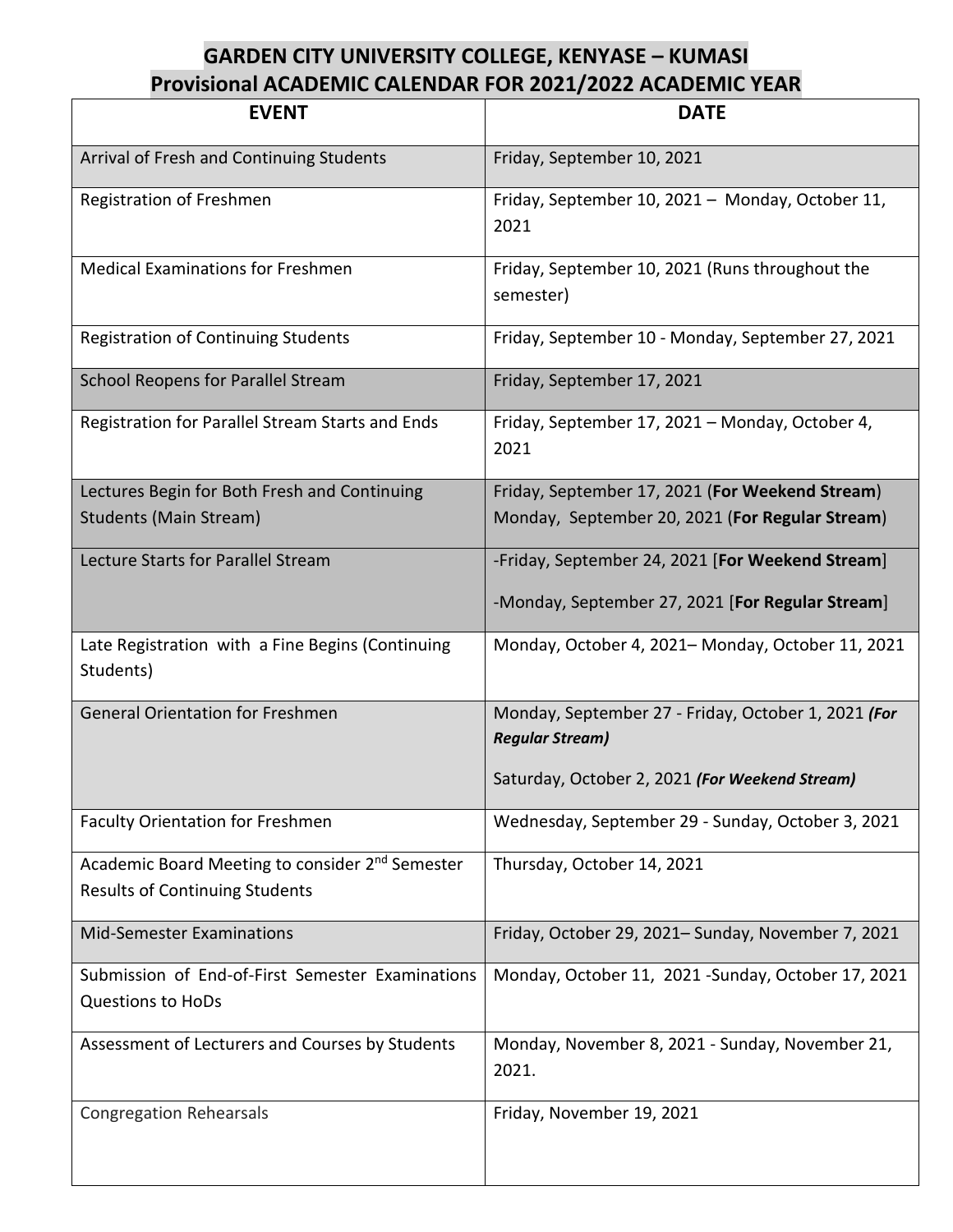# GARDEN CITY UNIVERSITY COLLEGE, KENYASE – KUMASI
## Provisional ACADEMIC CALENDAR FOR 2021/2022 ACADEMIC YEAR

| EVENT | DATE |
|---|---|
| Arrival of Fresh and Continuing Students | Friday, September 10, 2021 |
| Registration of Freshmen | Friday, September 10, 2021 – Monday, October 11, 2021 |
| Medical Examinations for Freshmen | Friday, September 10, 2021 (Runs throughout the semester) |
| Registration of Continuing Students | Friday, September 10 - Monday, September 27, 2021 |
| School Reopens for Parallel Stream | Friday, September 17, 2021 |
| Registration for Parallel Stream Starts and Ends | Friday, September 17, 2021 – Monday, October 4, 2021 |
| Lectures Begin for Both Fresh and Continuing Students (Main Stream) | Friday, September 17, 2021 (**For Weekend Stream**) Monday, September 20, 2021 (**For Regular Stream**) |
| Lecture Starts for Parallel Stream | -Friday, September 24, 2021 [**For Weekend Stream**] -Monday, September 27, 2021 [**For Regular Stream**] |
| Late Registration with a Fine Begins (Continuing Students) | Monday, October 4, 2021– Monday, October 11, 2021 |
| General Orientation for Freshmen | Monday, September 27 - Friday, October 1, 2021 ***(For Regular Stream)*** Saturday, October 2, 2021 ***(For Weekend Stream)*** |
| Faculty Orientation for Freshmen | Wednesday, September 29 - Sunday, October 3, 2021 |
| Academic Board Meeting to consider 2nd Semester Results of Continuing Students | Thursday, October 14, 2021 |
| Mid-Semester Examinations | Friday, October 29, 2021– Sunday, November 7, 2021 |
| Submission of End-of-First Semester Examinations Questions to HoDs | Monday, October 11, 2021 -Sunday, October 17, 2021 |
| Assessment of Lecturers and Courses by Students | Monday, November 8, 2021 - Sunday, November 21, 2021. |
| Congregation Rehearsals | Friday, November 19, 2021 |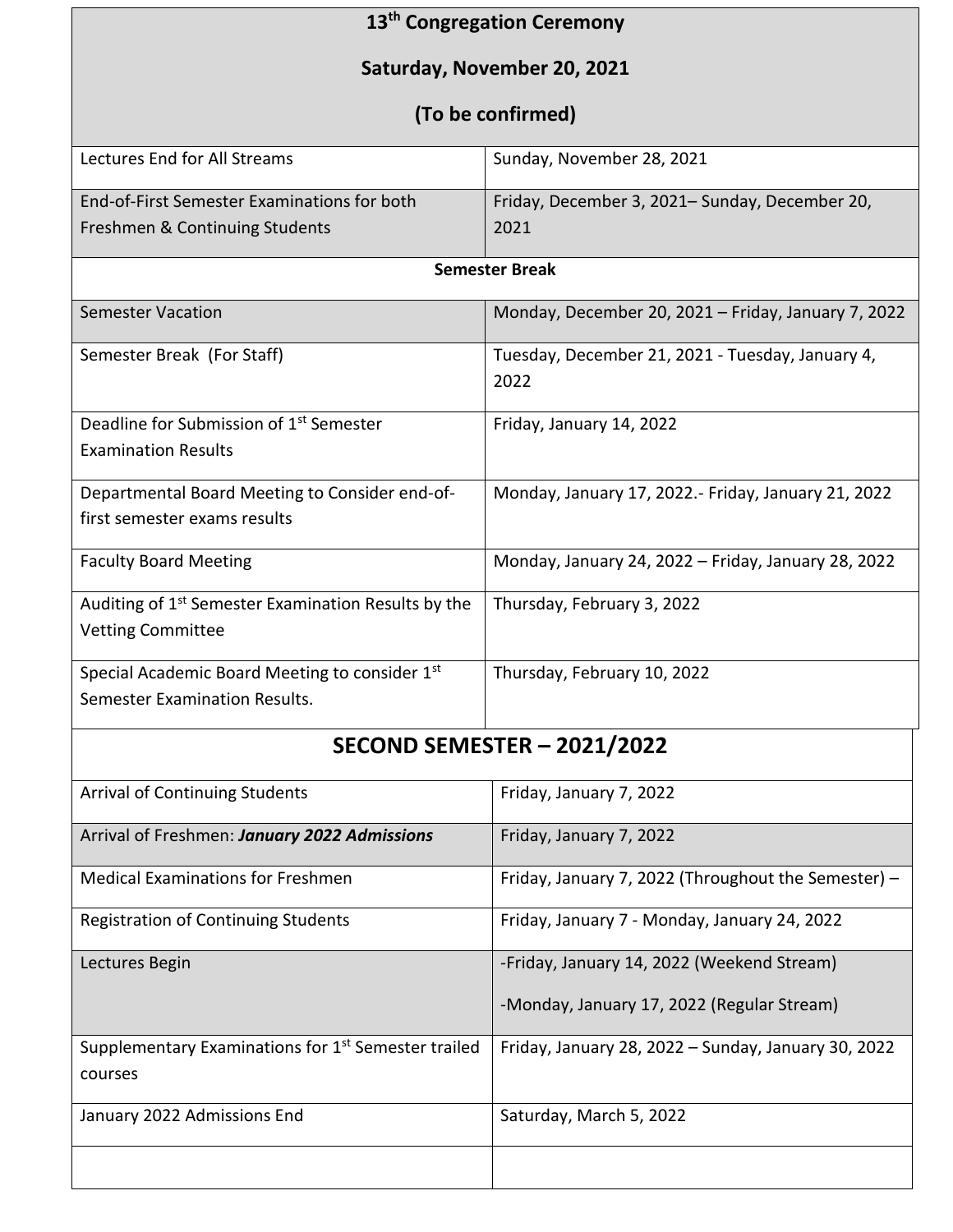| 13th Congregation Ceremony<br>Saturday, November 20, 2021<br>(To be confirmed) | |
|---|---|
| Lectures End for All Streams | Sunday, November 28, 2021 |
| End-of-First Semester Examinations for both Freshmen & Continuing Students | Friday, December 3, 2021– Sunday, December 20, 2021 |
| **Semester Break** | |
| Semester Vacation | Monday, December 20, 2021 – Friday, January 7, 2022 |
| Semester Break (For Staff) | Tuesday, December 21, 2021 - Tuesday, January 4, 2022 |
| Deadline for Submission of 1st Semester Examination Results | Friday, January 14, 2022 |
| Departmental Board Meeting to Consider end-of-first semester exams results | Monday, January 17, 2022.- Friday, January 21, 2022 |
| Faculty Board Meeting | Monday, January 24, 2022 – Friday, January 28, 2022 |
| Auditing of 1st Semester Examination Results by the Vetting Committee | Thursday, February 3, 2022 |
| Special Academic Board Meeting to consider 1st Semester Examination Results. | Thursday, February 10, 2022 |

## SECOND SEMESTER – 2021/2022

| | |
|---|---|
| Arrival of Continuing Students | Friday, January 7, 2022 |
| Arrival of Freshmen: ***January 2022 Admissions*** | Friday, January 7, 2022 |
| Medical Examinations for Freshmen | Friday, January 7, 2022 (Throughout the Semester) – |
| Registration of Continuing Students | Friday, January 7 - Monday, January 24, 2022 |
| Lectures Begin | -Friday, January 14, 2022 (Weekend Stream)<br>-Monday, January 17, 2022 (Regular Stream) |
| Supplementary Examinations for 1st Semester trailed courses | Friday, January 28, 2022 – Sunday, January 30, 2022 |
| January 2022 Admissions End | Saturday, March 5, 2022 |
| | |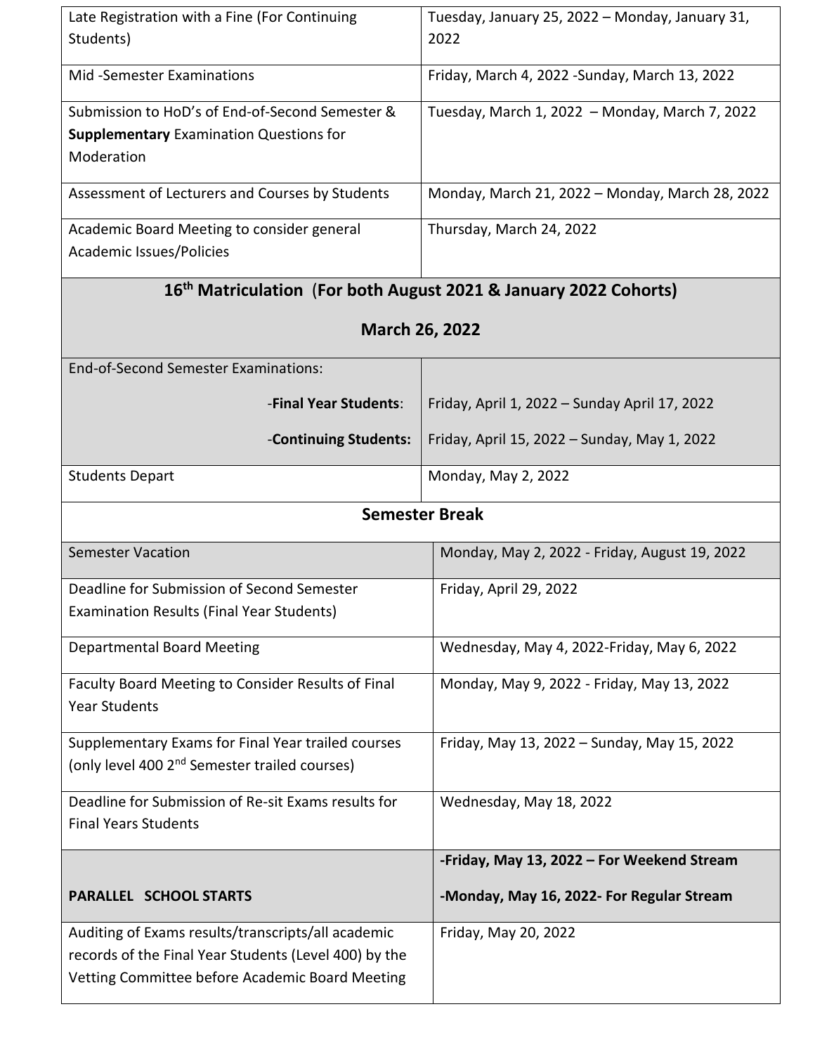| Late Registration with a Fine (For Continuing Students) | Tuesday, January 25, 2022 – Monday, January 31, 2022 |
|---|---|
| Mid -Semester Examinations | Friday, March 4, 2022 -Sunday, March 13, 2022 |
| Submission to HoD's of End-of-Second Semester & **Supplementary** Examination Questions for Moderation | Tuesday, March 1, 2022 – Monday, March 7, 2022 |
| Assessment of Lecturers and Courses by Students | Monday, March 21, 2022 – Monday, March 28, 2022 |
| Academic Board Meeting to consider general Academic Issues/Policies | Thursday, March 24, 2022 |
| **16th Matriculation (For both August 2021 & January 2022 Cohorts)** **March 26, 2022** | |
| End-of-Second Semester Examinations: | |
| -**Final Year Students**: | Friday, April 1, 2022 – Sunday April 17, 2022 |
| -**Continuing Students:** | Friday, April 15, 2022 – Sunday, May 1, 2022 |
| Students Depart | Monday, May 2, 2022 |
| **Semester Break** | |
| Semester Vacation | Monday, May 2, 2022 - Friday, August 19, 2022 |
| Deadline for Submission of Second Semester Examination Results (Final Year Students) | Friday, April 29, 2022 |
| Departmental Board Meeting | Wednesday, May 4, 2022-Friday, May 6, 2022 |
| Faculty Board Meeting to Consider Results of Final Year Students | Monday, May 9, 2022 - Friday, May 13, 2022 |
| Supplementary Exams for Final Year trailed courses (only level 400 2nd Semester trailed courses) | Friday, May 13, 2022 – Sunday, May 15, 2022 |
| Deadline for Submission of Re-sit Exams results for Final Years Students | Wednesday, May 18, 2022 |
| PARALLEL SCHOOL STARTS | **-Friday, May 13, 2022 – For Weekend Stream** **-Monday, May 16, 2022- For Regular Stream** |
| Auditing of Exams results/transcripts/all academic records of the Final Year Students (Level 400) by the Vetting Committee before Academic Board Meeting | Friday, May 20, 2022 |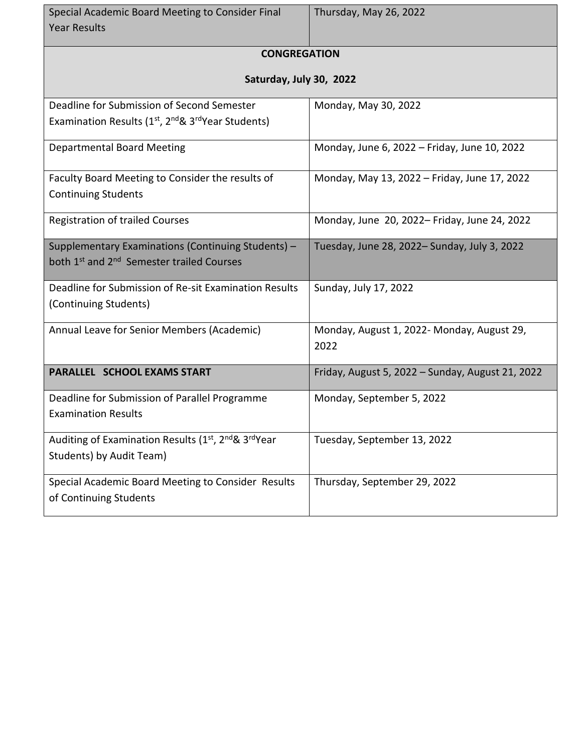| | |
|---|---|
| Special Academic Board Meeting to Consider Final Year Results | Thursday, May 26, 2022 |
| **CONGREGATION**<br><br>**Saturday, July 30, 2022** | |
| Deadline for Submission of Second Semester Examination Results (1st, 2nd& 3rdYear Students) | Monday, May 30, 2022 |
| Departmental Board Meeting | Monday, June 6, 2022 – Friday, June 10, 2022 |
| Faculty Board Meeting to Consider the results of Continuing Students | Monday, May 13, 2022 – Friday, June 17, 2022 |
| Registration of trailed Courses | Monday, June 20, 2022– Friday, June 24, 2022 |
| Supplementary Examinations (Continuing Students) – both 1st and 2nd Semester trailed Courses | Tuesday, June 28, 2022– Sunday, July 3, 2022 |
| Deadline for Submission of Re-sit Examination Results (Continuing Students) | Sunday, July 17, 2022 |
| Annual Leave for Senior Members (Academic) | Monday, August 1, 2022- Monday, August 29, 2022 |
| **PARALLEL SCHOOL EXAMS START** | Friday, August 5, 2022 – Sunday, August 21, 2022 |
| Deadline for Submission of Parallel Programme Examination Results | Monday, September 5, 2022 |
| Auditing of Examination Results (1st, 2nd& 3rdYear Students) by Audit Team) | Tuesday, September 13, 2022 |
| Special Academic Board Meeting to Consider Results of Continuing Students | Thursday, September 29, 2022 |